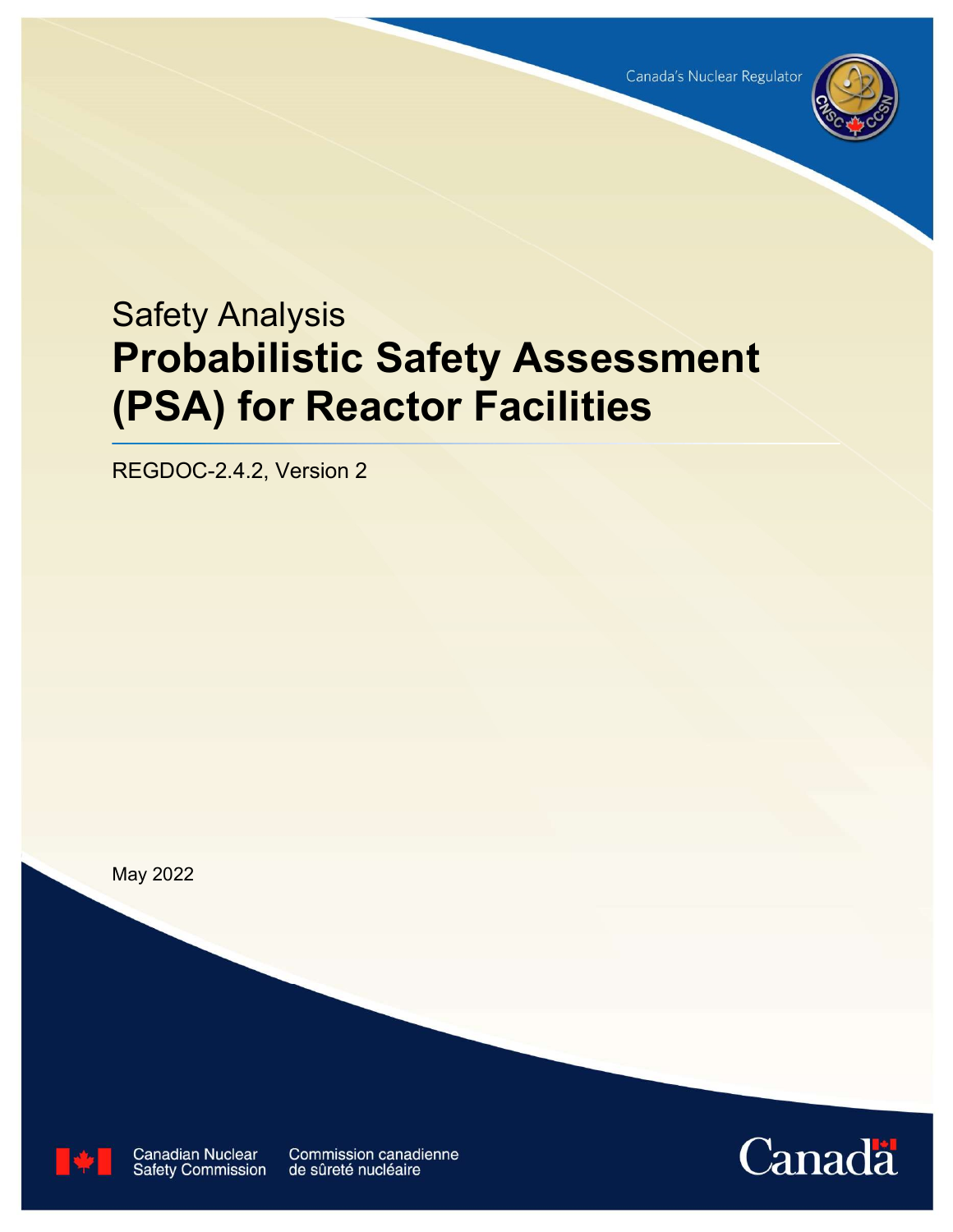Canada's Nuclear Regulator

Safety Analysis

# Probabilistic Safety Assessment (PSA) for Reactor Facilities

REGDOC-2.4.2, Version 2

May 2022

Canadian Nuclear Safety Commission

Commission canadienne de sûreté nucléaire

Canada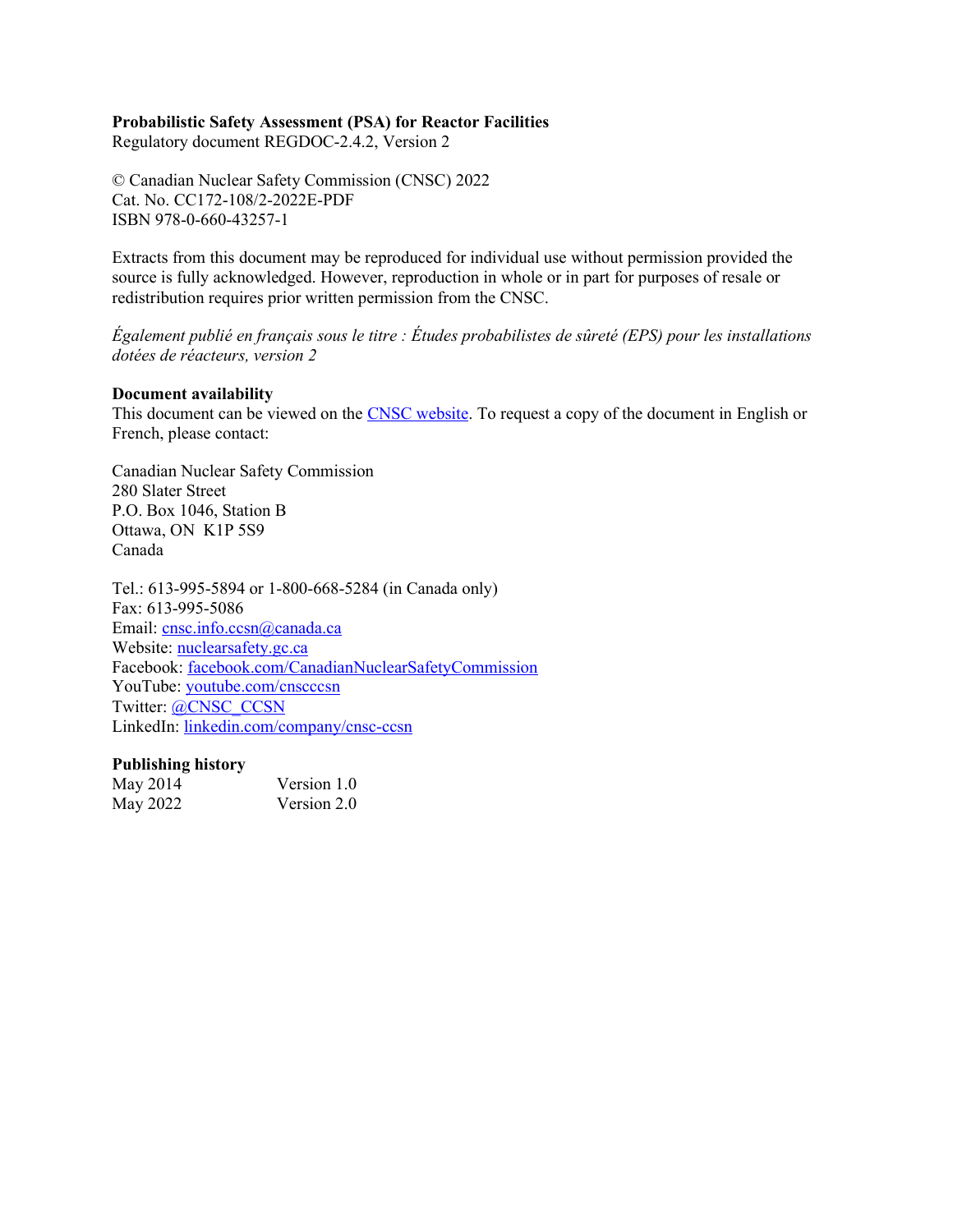**Probabilistic Safety Assessment (PSA) for Reactor Facilities**
Regulatory document REGDOC-2.4.2, Version 2

© Canadian Nuclear Safety Commission (CNSC) 2022
Cat. No. CC172-108/2-2022E-PDF
ISBN 978-0-660-43257-1

Extracts from this document may be reproduced for individual use without permission provided the source is fully acknowledged. However, reproduction in whole or in part for purposes of resale or redistribution requires prior written permission from the CNSC.

*Également publié en français sous le titre : Études probabilistes de sûreté (EPS) pour les installations dotées de réacteurs, version 2*

**Document availability**
This document can be viewed on the CNSC website. To request a copy of the document in English or French, please contact:

Canadian Nuclear Safety Commission
280 Slater Street
P.O. Box 1046, Station B
Ottawa, ON K1P 5S9
Canada

Tel.: 613-995-5894 or 1-800-668-5284 (in Canada only)
Fax: 613-995-5086
Email: cnsc.info.ccsn@canada.ca
Website: nuclearsafety.gc.ca
Facebook: facebook.com/CanadianNuclearSafetyCommission
YouTube: youtube.com/cnscccsn
Twitter: @CNSC_CCSN
LinkedIn: linkedin.com/company/cnsc-ccsn

**Publishing history**

| | |
|---|---|
| May 2014 | Version 1.0 |
| May 2022 | Version 2.0 |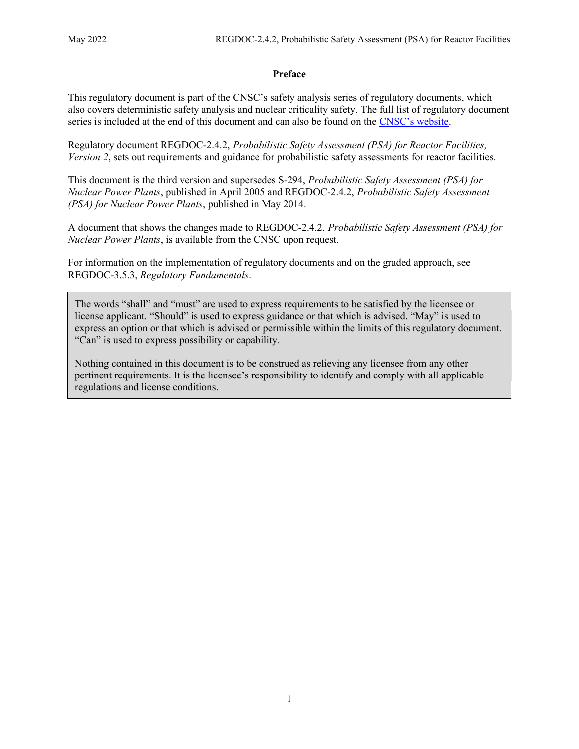## Preface

This regulatory document is part of the CNSC's safety analysis series of regulatory documents, which also covers deterministic safety analysis and nuclear criticality safety. The full list of regulatory document series is included at the end of this document and can also be found on the CNSC's website.

Regulatory document REGDOC-2.4.2, *Probabilistic Safety Assessment (PSA) for Reactor Facilities, Version 2*, sets out requirements and guidance for probabilistic safety assessments for reactor facilities.

This document is the third version and supersedes S-294, *Probabilistic Safety Assessment (PSA) for Nuclear Power Plants*, published in April 2005 and REGDOC-2.4.2, *Probabilistic Safety Assessment (PSA) for Nuclear Power Plants*, published in May 2014.

A document that shows the changes made to REGDOC-2.4.2, *Probabilistic Safety Assessment (PSA) for Nuclear Power Plants*, is available from the CNSC upon request.

For information on the implementation of regulatory documents and on the graded approach, see REGDOC-3.5.3, *Regulatory Fundamentals*.

> The words "shall" and "must" are used to express requirements to be satisfied by the licensee or license applicant. "Should" is used to express guidance or that which is advised. "May" is used to express an option or that which is advised or permissible within the limits of this regulatory document. "Can" is used to express possibility or capability.
>
> Nothing contained in this document is to be construed as relieving any licensee from any other pertinent requirements. It is the licensee's responsibility to identify and comply with all applicable regulations and license conditions.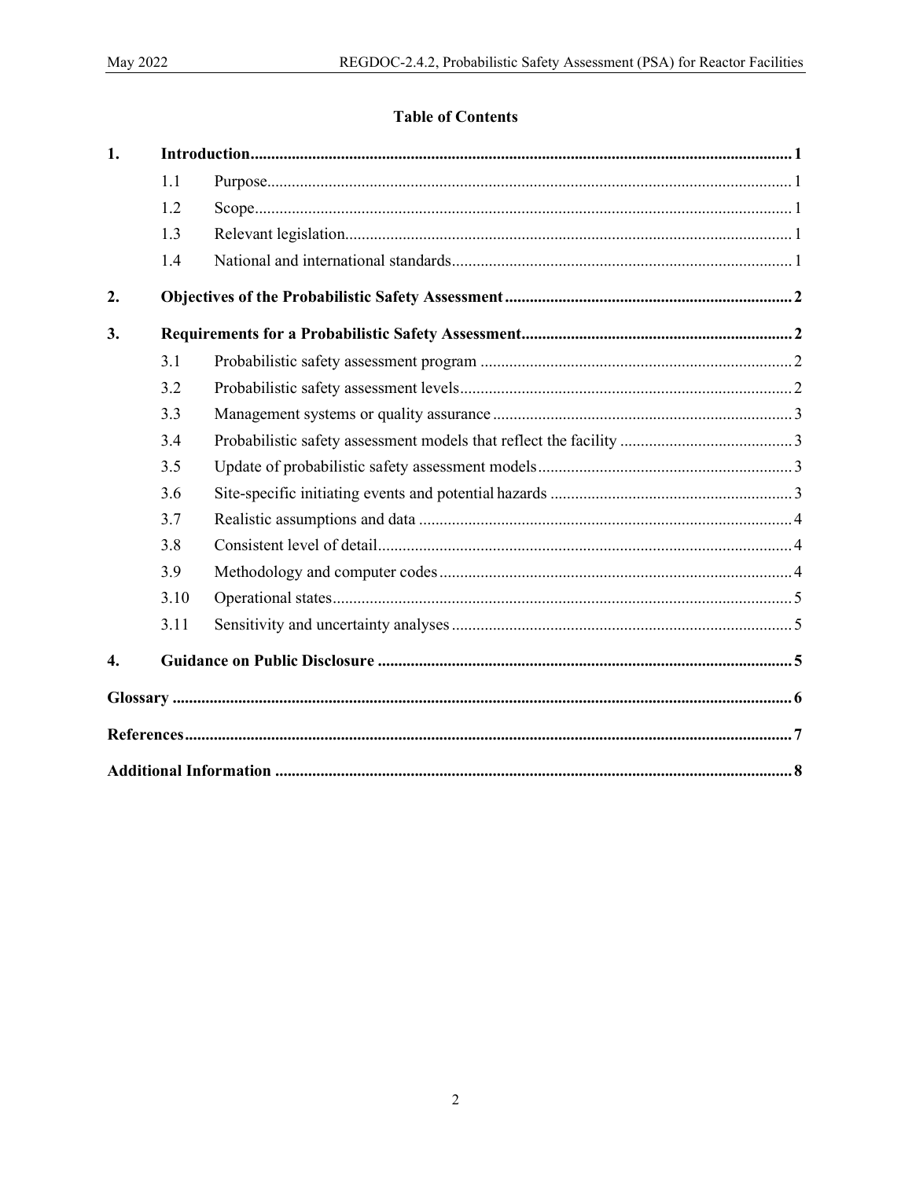## Table of Contents

| | | | |
|---|---|---|---|
| **1.** | **Introduction** | | **1** |
| | 1.1 | Purpose | 1 |
| | 1.2 | Scope | 1 |
| | 1.3 | Relevant legislation | 1 |
| | 1.4 | National and international standards | 1 |
| **2.** | **Objectives of the Probabilistic Safety Assessment** | | **2** |
| **3.** | **Requirements for a Probabilistic Safety Assessment** | | **2** |
| | 3.1 | Probabilistic safety assessment program | 2 |
| | 3.2 | Probabilistic safety assessment levels | 2 |
| | 3.3 | Management systems or quality assurance | 3 |
| | 3.4 | Probabilistic safety assessment models that reflect the facility | 3 |
| | 3.5 | Update of probabilistic safety assessment models | 3 |
| | 3.6 | Site-specific initiating events and potential hazards | 3 |
| | 3.7 | Realistic assumptions and data | 4 |
| | 3.8 | Consistent level of detail | 4 |
| | 3.9 | Methodology and computer codes | 4 |
| | 3.10 | Operational states | 5 |
| | 3.11 | Sensitivity and uncertainty analyses | 5 |
| **4.** | **Guidance on Public Disclosure** | | **5** |
| **Glossary** | | | **6** |
| **References** | | | **7** |
| **Additional Information** | | | **8** |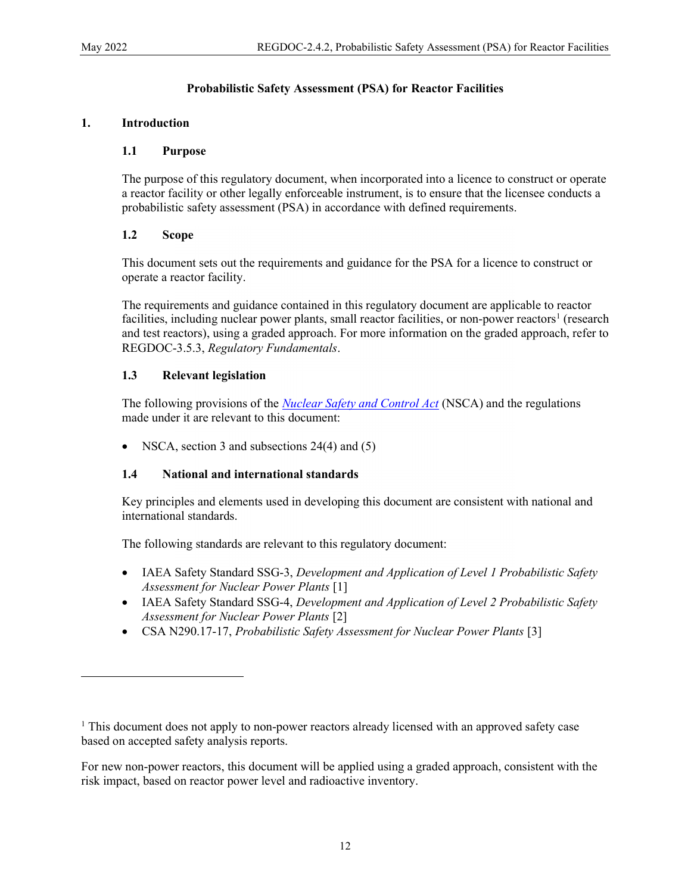# Probabilistic Safety Assessment (PSA) for Reactor Facilities

## 1. Introduction

### 1.1 Purpose

The purpose of this regulatory document, when incorporated into a licence to construct or operate a reactor facility or other legally enforceable instrument, is to ensure that the licensee conducts a probabilistic safety assessment (PSA) in accordance with defined requirements.

### 1.2 Scope

This document sets out the requirements and guidance for the PSA for a licence to construct or operate a reactor facility.

The requirements and guidance contained in this regulatory document are applicable to reactor facilities, including nuclear power plants, small reactor facilities, or non-power reactors[1] (research and test reactors), using a graded approach. For more information on the graded approach, refer to REGDOC-3.5.3, *Regulatory Fundamentals*.

### 1.3 Relevant legislation

The following provisions of the *Nuclear Safety and Control Act* (NSCA) and the regulations made under it are relevant to this document:

- NSCA, section 3 and subsections 24(4) and (5)

### 1.4 National and international standards

Key principles and elements used in developing this document are consistent with national and international standards.

The following standards are relevant to this regulatory document:

- IAEA Safety Standard SSG-3, *Development and Application of Level 1 Probabilistic Safety Assessment for Nuclear Power Plants* [1]
- IAEA Safety Standard SSG-4, *Development and Application of Level 2 Probabilistic Safety Assessment for Nuclear Power Plants* [2]
- CSA N290.17-17, *Probabilistic Safety Assessment for Nuclear Power Plants* [3]

---

[1] This document does not apply to non-power reactors already licensed with an approved safety case based on accepted safety analysis reports.

For new non-power reactors, this document will be applied using a graded approach, consistent with the risk impact, based on reactor power level and radioactive inventory.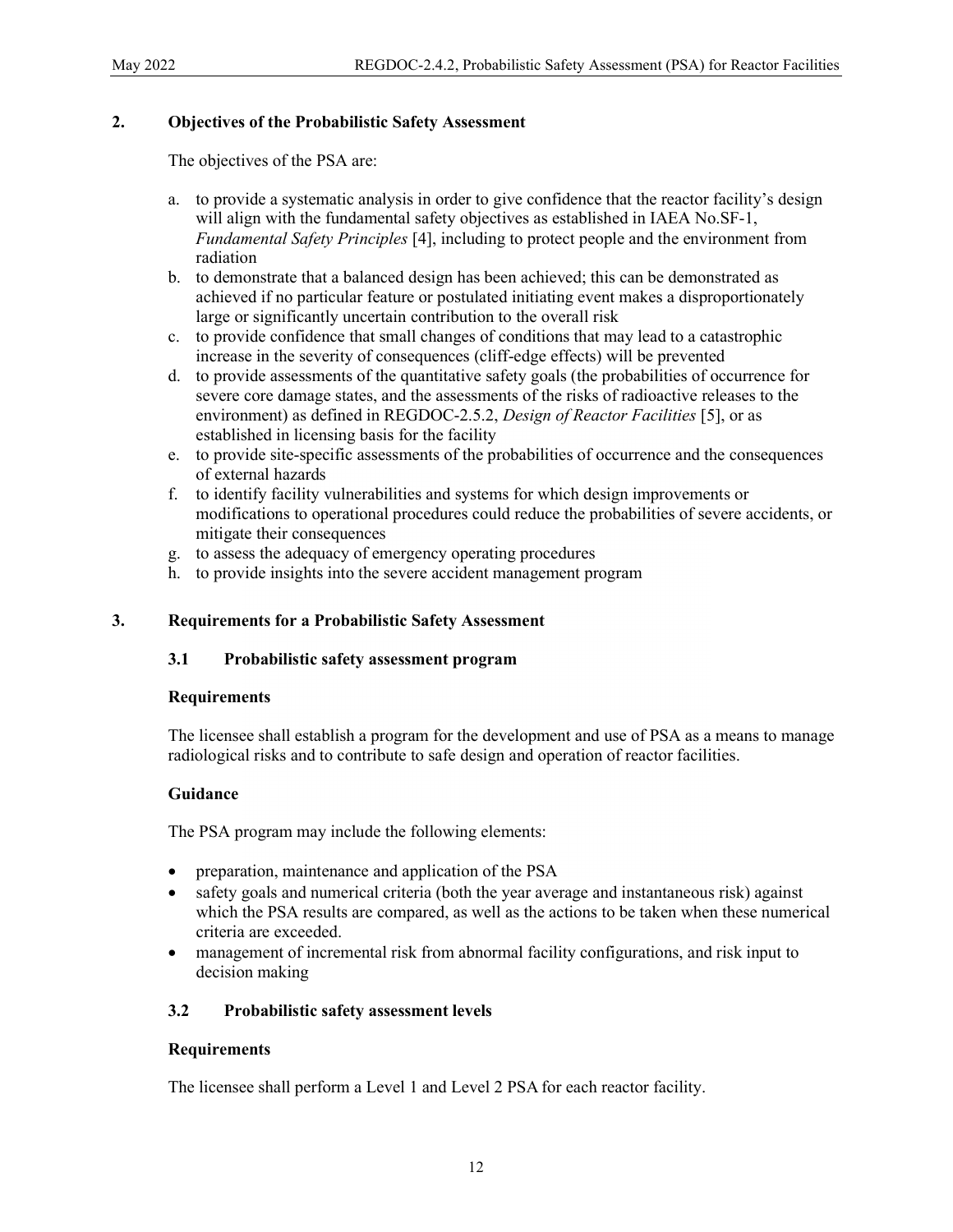## 2. Objectives of the Probabilistic Safety Assessment

The objectives of the PSA are:

a. to provide a systematic analysis in order to give confidence that the reactor facility's design will align with the fundamental safety objectives as established in IAEA No.SF-1, *Fundamental Safety Principles* [4], including to protect people and the environment from radiation
b. to demonstrate that a balanced design has been achieved; this can be demonstrated as achieved if no particular feature or postulated initiating event makes a disproportionately large or significantly uncertain contribution to the overall risk
c. to provide confidence that small changes of conditions that may lead to a catastrophic increase in the severity of consequences (cliff-edge effects) will be prevented
d. to provide assessments of the quantitative safety goals (the probabilities of occurrence for severe core damage states, and the assessments of the risks of radioactive releases to the environment) as defined in REGDOC-2.5.2, *Design of Reactor Facilities* [5], or as established in licensing basis for the facility
e. to provide site-specific assessments of the probabilities of occurrence and the consequences of external hazards
f. to identify facility vulnerabilities and systems for which design improvements or modifications to operational procedures could reduce the probabilities of severe accidents, or mitigate their consequences
g. to assess the adequacy of emergency operating procedures
h. to provide insights into the severe accident management program

## 3. Requirements for a Probabilistic Safety Assessment

### 3.1 Probabilistic safety assessment program

**Requirements**

The licensee shall establish a program for the development and use of PSA as a means to manage radiological risks and to contribute to safe design and operation of reactor facilities.

**Guidance**

The PSA program may include the following elements:

- preparation, maintenance and application of the PSA
- safety goals and numerical criteria (both the year average and instantaneous risk) against which the PSA results are compared, as well as the actions to be taken when these numerical criteria are exceeded.
- management of incremental risk from abnormal facility configurations, and risk input to decision making

### 3.2 Probabilistic safety assessment levels

**Requirements**

The licensee shall perform a Level 1 and Level 2 PSA for each reactor facility.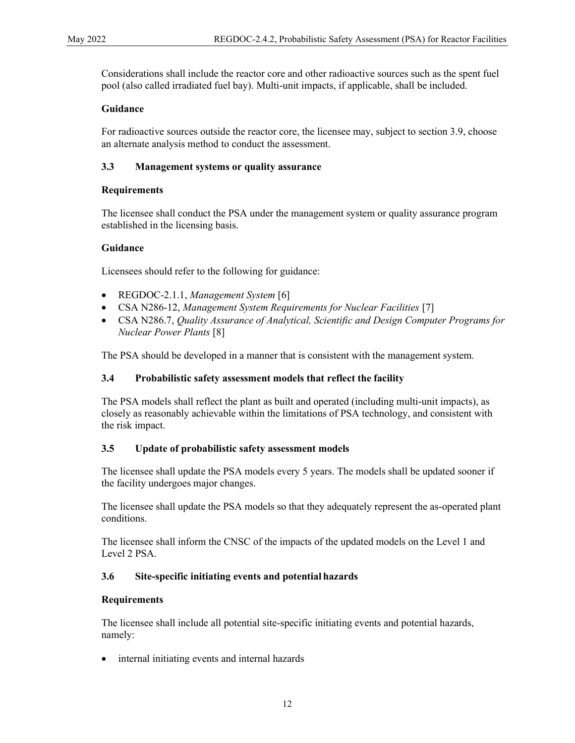Considerations shall include the reactor core and other radioactive sources such as the spent fuel pool (also called irradiated fuel bay). Multi-unit impacts, if applicable, shall be included.

**Guidance**

For radioactive sources outside the reactor core, the licensee may, subject to section 3.9, choose an alternate analysis method to conduct the assessment.

### 3.3 Management systems or quality assurance

**Requirements**

The licensee shall conduct the PSA under the management system or quality assurance program established in the licensing basis.

**Guidance**

Licensees should refer to the following for guidance:

- REGDOC-2.1.1, *Management System* [6]
- CSA N286-12, *Management System Requirements for Nuclear Facilities* [7]
- CSA N286.7, *Quality Assurance of Analytical, Scientific and Design Computer Programs for Nuclear Power Plants* [8]

The PSA should be developed in a manner that is consistent with the management system.

### 3.4 Probabilistic safety assessment models that reflect the facility

The PSA models shall reflect the plant as built and operated (including multi-unit impacts), as closely as reasonably achievable within the limitations of PSA technology, and consistent with the risk impact.

### 3.5 Update of probabilistic safety assessment models

The licensee shall update the PSA models every 5 years. The models shall be updated sooner if the facility undergoes major changes.

The licensee shall update the PSA models so that they adequately represent the as-operated plant conditions.

The licensee shall inform the CNSC of the impacts of the updated models on the Level 1 and Level 2 PSA.

### 3.6 Site-specific initiating events and potential hazards

**Requirements**

The licensee shall include all potential site-specific initiating events and potential hazards, namely:

- internal initiating events and internal hazards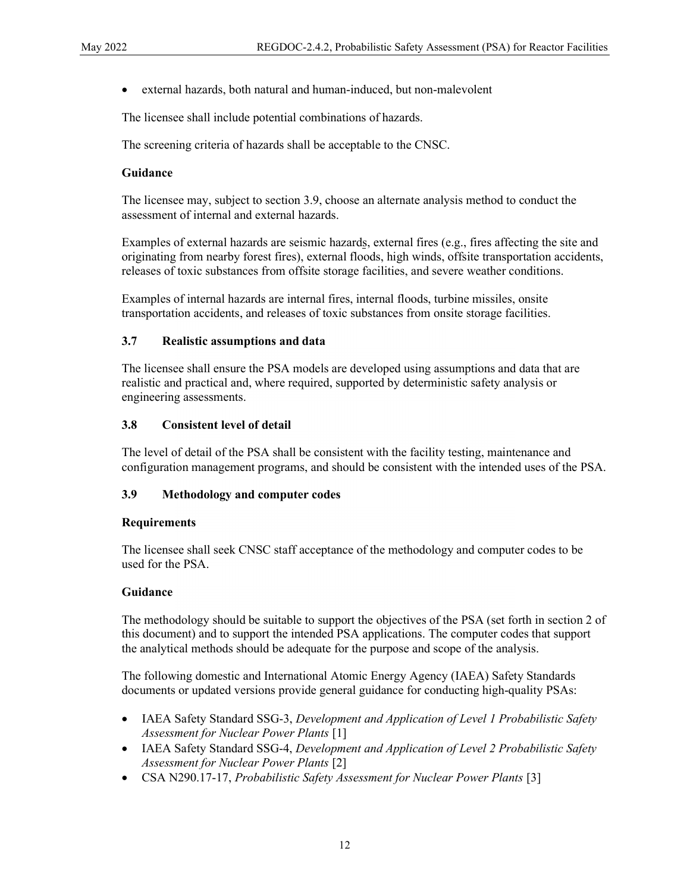- external hazards, both natural and human-induced, but non-malevolent

The licensee shall include potential combinations of hazards.

The screening criteria of hazards shall be acceptable to the CNSC.

**Guidance**

The licensee may, subject to section 3.9, choose an alternate analysis method to conduct the assessment of internal and external hazards.

Examples of external hazards are seismic hazards, external fires (e.g., fires affecting the site and originating from nearby forest fires), external floods, high winds, offsite transportation accidents, releases of toxic substances from offsite storage facilities, and severe weather conditions.

Examples of internal hazards are internal fires, internal floods, turbine missiles, onsite transportation accidents, and releases of toxic substances from onsite storage facilities.

### 3.7 Realistic assumptions and data

The licensee shall ensure the PSA models are developed using assumptions and data that are realistic and practical and, where required, supported by deterministic safety analysis or engineering assessments.

### 3.8 Consistent level of detail

The level of detail of the PSA shall be consistent with the facility testing, maintenance and configuration management programs, and should be consistent with the intended uses of the PSA.

### 3.9 Methodology and computer codes

**Requirements**

The licensee shall seek CNSC staff acceptance of the methodology and computer codes to be used for the PSA.

**Guidance**

The methodology should be suitable to support the objectives of the PSA (set forth in section 2 of this document) and to support the intended PSA applications. The computer codes that support the analytical methods should be adequate for the purpose and scope of the analysis.

The following domestic and International Atomic Energy Agency (IAEA) Safety Standards documents or updated versions provide general guidance for conducting high-quality PSAs:

- IAEA Safety Standard SSG-3, *Development and Application of Level 1 Probabilistic Safety Assessment for Nuclear Power Plants* [1]
- IAEA Safety Standard SSG-4, *Development and Application of Level 2 Probabilistic Safety Assessment for Nuclear Power Plants* [2]
- CSA N290.17-17, *Probabilistic Safety Assessment for Nuclear Power Plants* [3]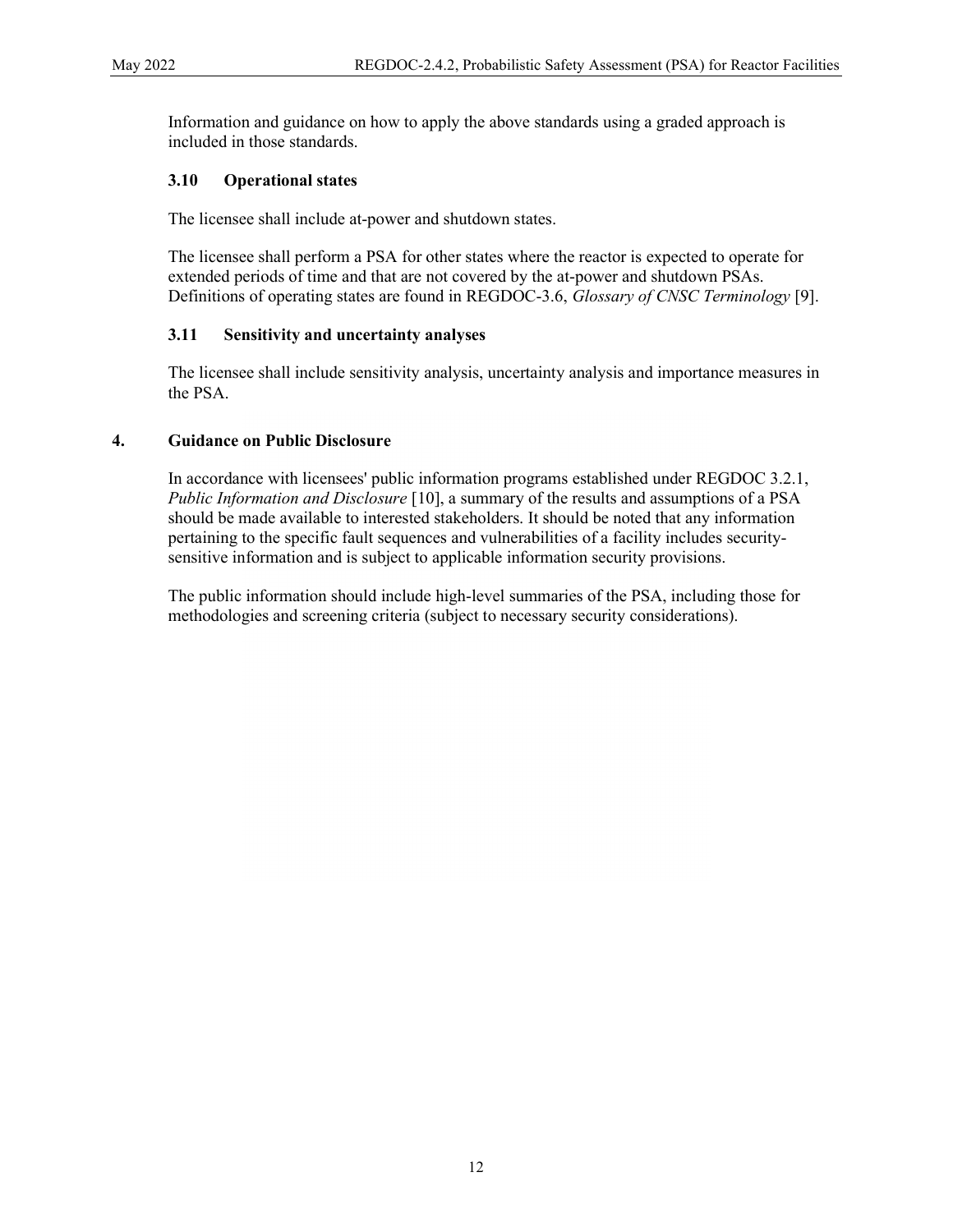Information and guidance on how to apply the above standards using a graded approach is included in those standards.

### 3.10 Operational states

The licensee shall include at-power and shutdown states.

The licensee shall perform a PSA for other states where the reactor is expected to operate for extended periods of time and that are not covered by the at-power and shutdown PSAs. Definitions of operating states are found in REGDOC-3.6, *Glossary of CNSC Terminology* [9].

### 3.11 Sensitivity and uncertainty analyses

The licensee shall include sensitivity analysis, uncertainty analysis and importance measures in the PSA.

## 4. Guidance on Public Disclosure

In accordance with licensees' public information programs established under REGDOC 3.2.1, *Public Information and Disclosure* [10], a summary of the results and assumptions of a PSA should be made available to interested stakeholders. It should be noted that any information pertaining to the specific fault sequences and vulnerabilities of a facility includes security-sensitive information and is subject to applicable information security provisions.

The public information should include high-level summaries of the PSA, including those for methodologies and screening criteria (subject to necessary security considerations).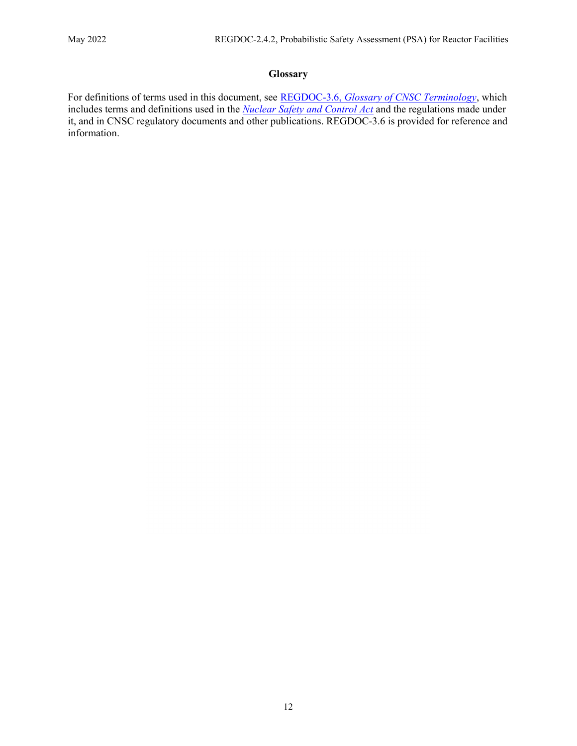# Glossary

For definitions of terms used in this document, see REGDOC-3.6, *Glossary of CNSC Terminology*, which includes terms and definitions used in the *Nuclear Safety and Control Act* and the regulations made under it, and in CNSC regulatory documents and other publications. REGDOC-3.6 is provided for reference and information.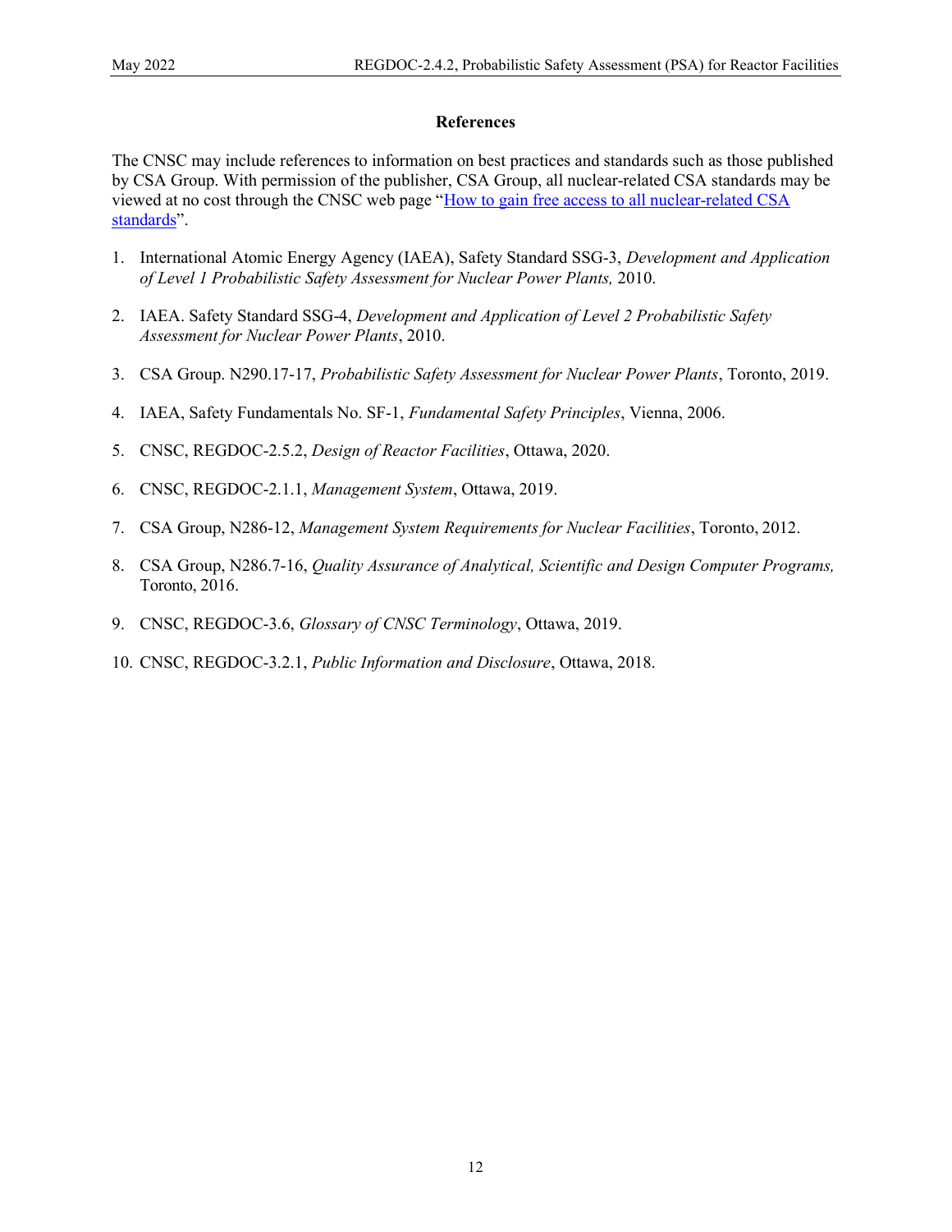# References

The CNSC may include references to information on best practices and standards such as those published by CSA Group. With permission of the publisher, CSA Group, all nuclear-related CSA standards may be viewed at no cost through the CNSC web page "How to gain free access to all nuclear-related CSA standards".

1. International Atomic Energy Agency (IAEA), Safety Standard SSG-3, *Development and Application of Level 1 Probabilistic Safety Assessment for Nuclear Power Plants,* 2010.
2. IAEA. Safety Standard SSG-4, *Development and Application of Level 2 Probabilistic Safety Assessment for Nuclear Power Plants*, 2010.
3. CSA Group. N290.17-17, *Probabilistic Safety Assessment for Nuclear Power Plants*, Toronto, 2019.
4. IAEA, Safety Fundamentals No. SF-1, *Fundamental Safety Principles*, Vienna, 2006.
5. CNSC, REGDOC-2.5.2, *Design of Reactor Facilities*, Ottawa, 2020.
6. CNSC, REGDOC-2.1.1, *Management System*, Ottawa, 2019.
7. CSA Group, N286-12, *Management System Requirements for Nuclear Facilities*, Toronto, 2012.
8. CSA Group, N286.7-16, *Quality Assurance of Analytical, Scientific and Design Computer Programs,* Toronto, 2016.
9. CNSC, REGDOC-3.6, *Glossary of CNSC Terminology*, Ottawa, 2019.
10. CNSC, REGDOC-3.2.1, *Public Information and Disclosure*, Ottawa, 2018.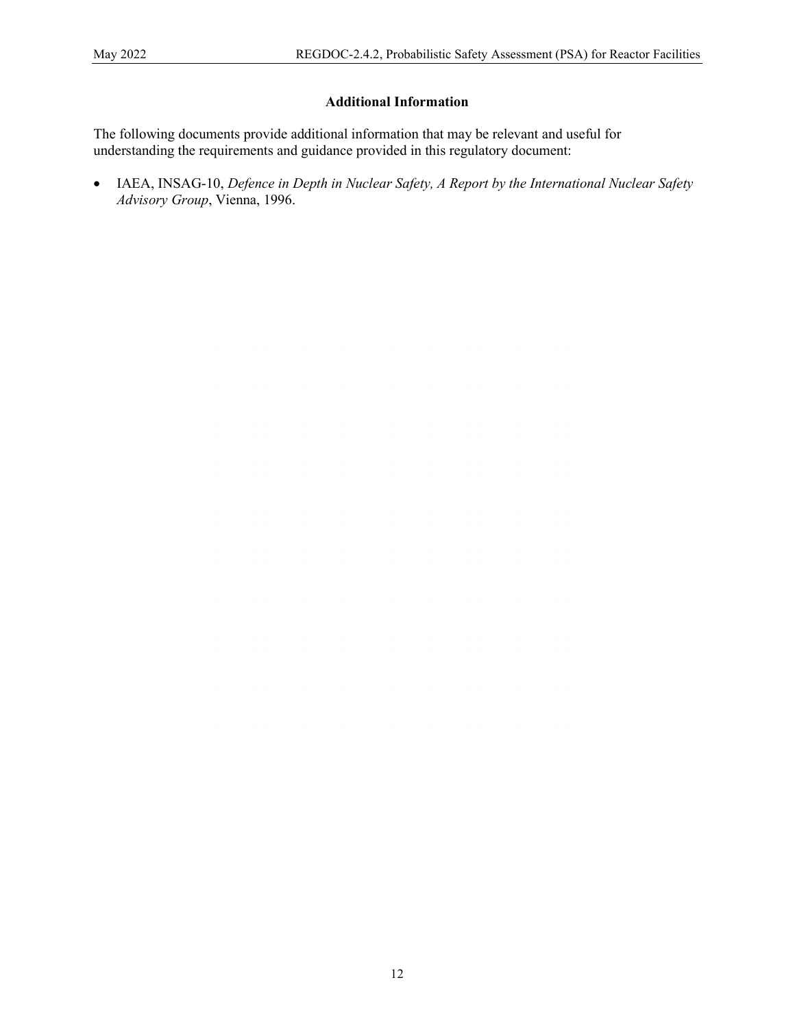## Additional Information

The following documents provide additional information that may be relevant and useful for understanding the requirements and guidance provided in this regulatory document:

- IAEA, INSAG-10, *Defence in Depth in Nuclear Safety, A Report by the International Nuclear Safety Advisory Group*, Vienna, 1996.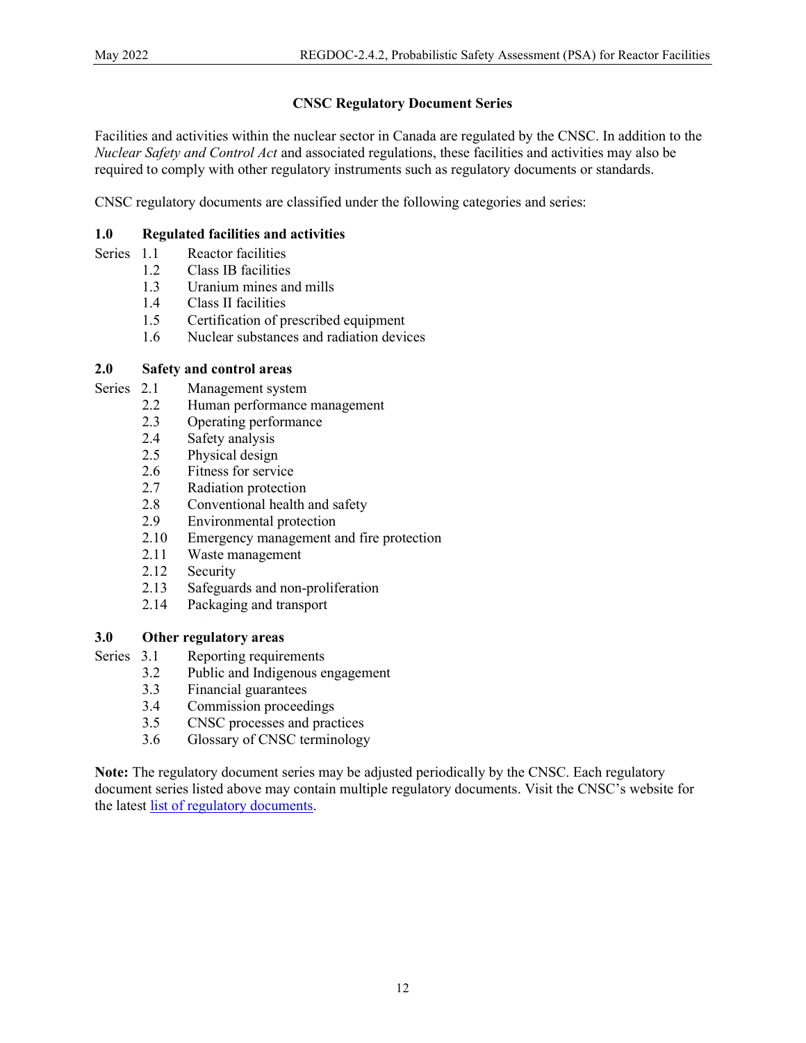## CNSC Regulatory Document Series

Facilities and activities within the nuclear sector in Canada are regulated by the CNSC. In addition to the *Nuclear Safety and Control Act* and associated regulations, these facilities and activities may also be required to comply with other regulatory instruments such as regulatory documents or standards.

CNSC regulatory documents are classified under the following categories and series:

**1.0 Regulated facilities and activities**

Series
- 1.1 Reactor facilities
- 1.2 Class IB facilities
- 1.3 Uranium mines and mills
- 1.4 Class II facilities
- 1.5 Certification of prescribed equipment
- 1.6 Nuclear substances and radiation devices

**2.0 Safety and control areas**

Series
- 2.1 Management system
- 2.2 Human performance management
- 2.3 Operating performance
- 2.4 Safety analysis
- 2.5 Physical design
- 2.6 Fitness for service
- 2.7 Radiation protection
- 2.8 Conventional health and safety
- 2.9 Environmental protection
- 2.10 Emergency management and fire protection
- 2.11 Waste management
- 2.12 Security
- 2.13 Safeguards and non-proliferation
- 2.14 Packaging and transport

**3.0 Other regulatory areas**

Series
- 3.1 Reporting requirements
- 3.2 Public and Indigenous engagement
- 3.3 Financial guarantees
- 3.4 Commission proceedings
- 3.5 CNSC processes and practices
- 3.6 Glossary of CNSC terminology

**Note:** The regulatory document series may be adjusted periodically by the CNSC. Each regulatory document series listed above may contain multiple regulatory documents. Visit the CNSC's website for the latest list of regulatory documents.